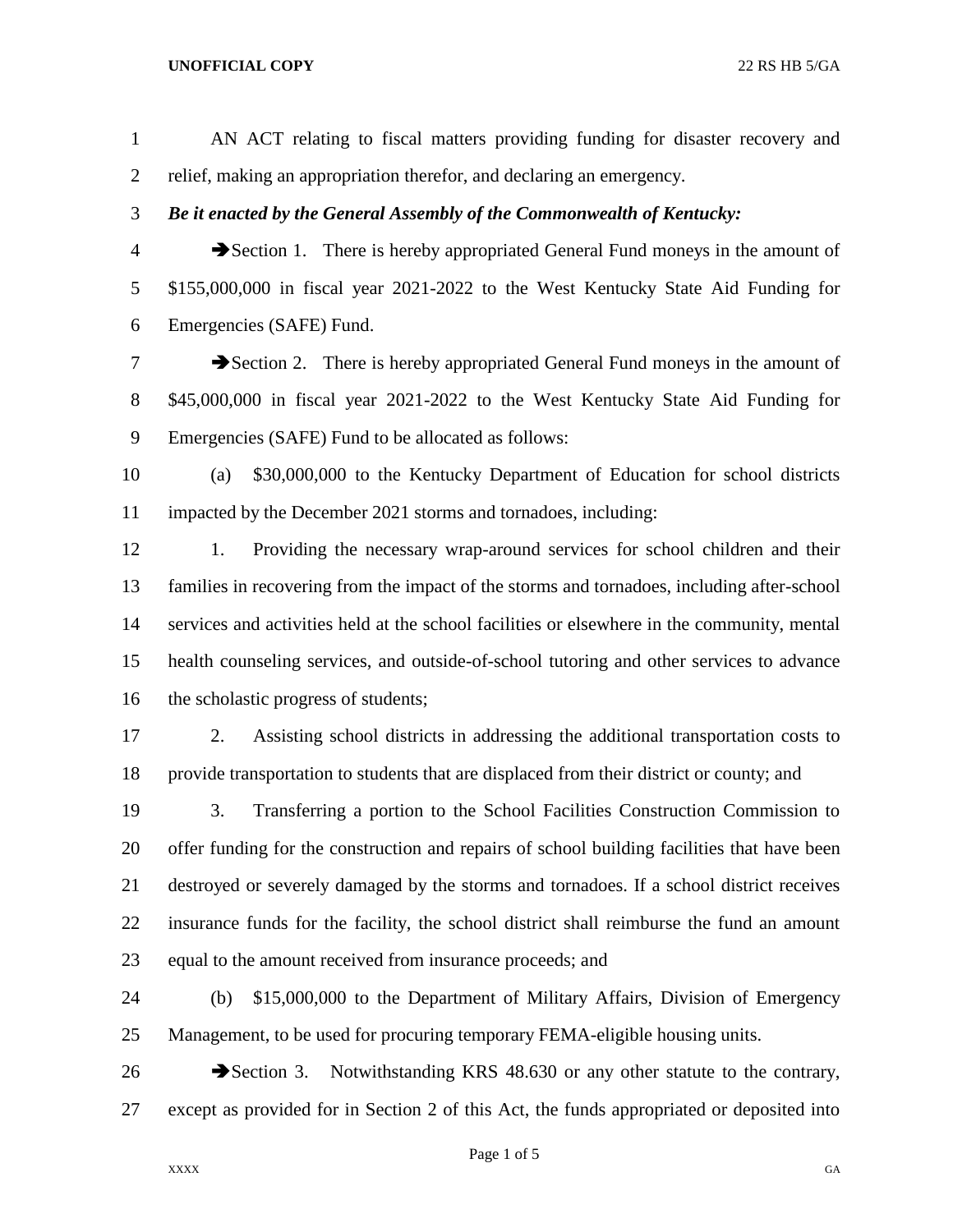AN ACT relating to fiscal matters providing funding for disaster recovery and relief, making an appropriation therefor, and declaring an emergency.

***Be it enacted by the General Assembly of the Commonwealth of Kentucky:***

➔Section 1. There is hereby appropriated General Fund moneys in the amount of $155,000,000 in fiscal year 2021-2022 to the West Kentucky State Aid Funding for Emergencies (SAFE) Fund.

➔Section 2. There is hereby appropriated General Fund moneys in the amount of $45,000,000 in fiscal year 2021-2022 to the West Kentucky State Aid Funding for Emergencies (SAFE) Fund to be allocated as follows:

(a) $30,000,000 to the Kentucky Department of Education for school districts impacted by the December 2021 storms and tornadoes, including:

1. Providing the necessary wrap-around services for school children and their families in recovering from the impact of the storms and tornadoes, including after-school services and activities held at the school facilities or elsewhere in the community, mental health counseling services, and outside-of-school tutoring and other services to advance the scholastic progress of students;

2. Assisting school districts in addressing the additional transportation costs to provide transportation to students that are displaced from their district or county; and

3. Transferring a portion to the School Facilities Construction Commission to offer funding for the construction and repairs of school building facilities that have been destroyed or severely damaged by the storms and tornadoes. If a school district receives insurance funds for the facility, the school district shall reimburse the fund an amount equal to the amount received from insurance proceeds; and

(b) $15,000,000 to the Department of Military Affairs, Division of Emergency Management, to be used for procuring temporary FEMA-eligible housing units.

➔Section 3. Notwithstanding KRS 48.630 or any other statute to the contrary, except as provided for in Section 2 of this Act, the funds appropriated or deposited into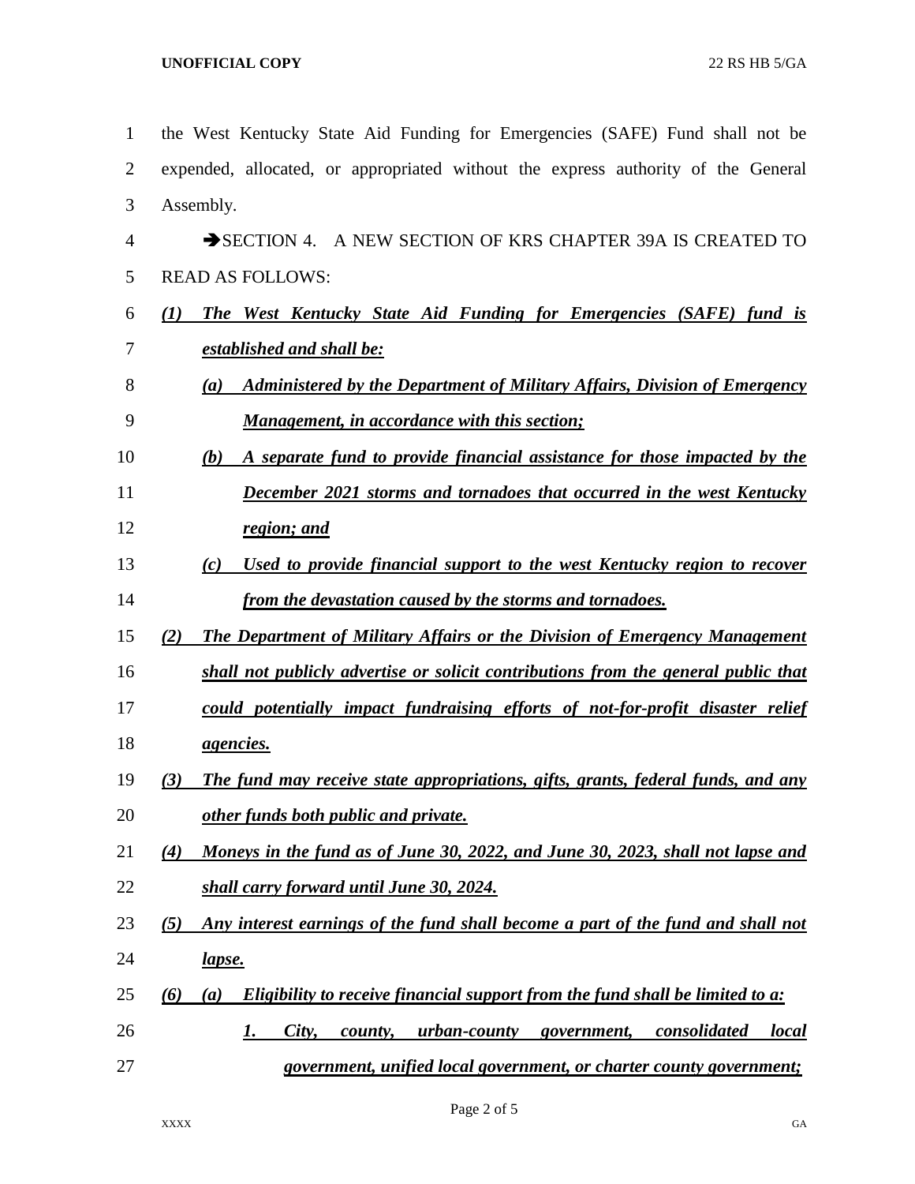the West Kentucky State Aid Funding for Emergencies (SAFE) Fund shall not be expended, allocated, or appropriated without the express authority of the General Assembly.

➔SECTION 4. A NEW SECTION OF KRS CHAPTER 39A IS CREATED TO READ AS FOLLOWS:

***(1) The West Kentucky State Aid Funding for Emergencies (SAFE) fund is established and shall be:***

***(a) Administered by the Department of Military Affairs, Division of Emergency Management, in accordance with this section;***

***(b) A separate fund to provide financial assistance for those impacted by the December 2021 storms and tornadoes that occurred in the west Kentucky region; and***

***(c) Used to provide financial support to the west Kentucky region to recover from the devastation caused by the storms and tornadoes.***

***(2) The Department of Military Affairs or the Division of Emergency Management shall not publicly advertise or solicit contributions from the general public that could potentially impact fundraising efforts of not-for-profit disaster relief agencies.***

***(3) The fund may receive state appropriations, gifts, grants, federal funds, and any other funds both public and private.***

***(4) Moneys in the fund as of June 30, 2022, and June 30, 2023, shall not lapse and shall carry forward until June 30, 2024.***

***(5) Any interest earnings of the fund shall become a part of the fund and shall not lapse.***

***(6) (a) Eligibility to receive financial support from the fund shall be limited to a:***

***1. City, county, urban-county government, consolidated local government, unified local government, or charter county government;***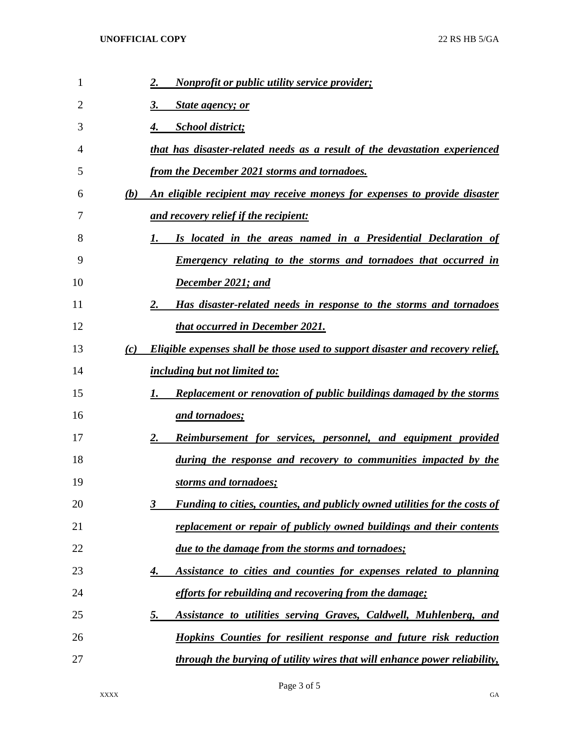2. *Nonprofit or public utility service provider;*

3. *State agency; or*

4. *School district;*

*that has disaster-related needs as a result of the devastation experienced from the December 2021 storms and tornadoes.*

*(b) An eligible recipient may receive moneys for expenses to provide disaster and recovery relief if the recipient:*

1. *Is located in the areas named in a Presidential Declaration of Emergency relating to the storms and tornadoes that occurred in December 2021; and*

2. *Has disaster-related needs in response to the storms and tornadoes that occurred in December 2021.*

*(c) Eligible expenses shall be those used to support disaster and recovery relief, including but not limited to:*

1. *Replacement or renovation of public buildings damaged by the storms and tornadoes;*

2. *Reimbursement for services, personnel, and equipment provided during the response and recovery to communities impacted by the storms and tornadoes;*

3 *Funding to cities, counties, and publicly owned utilities for the costs of replacement or repair of publicly owned buildings and their contents due to the damage from the storms and tornadoes;*

4. *Assistance to cities and counties for expenses related to planning efforts for rebuilding and recovering from the damage;*

5. *Assistance to utilities serving Graves, Caldwell, Muhlenberg, and Hopkins Counties for resilient response and future risk reduction through the burying of utility wires that will enhance power reliability,*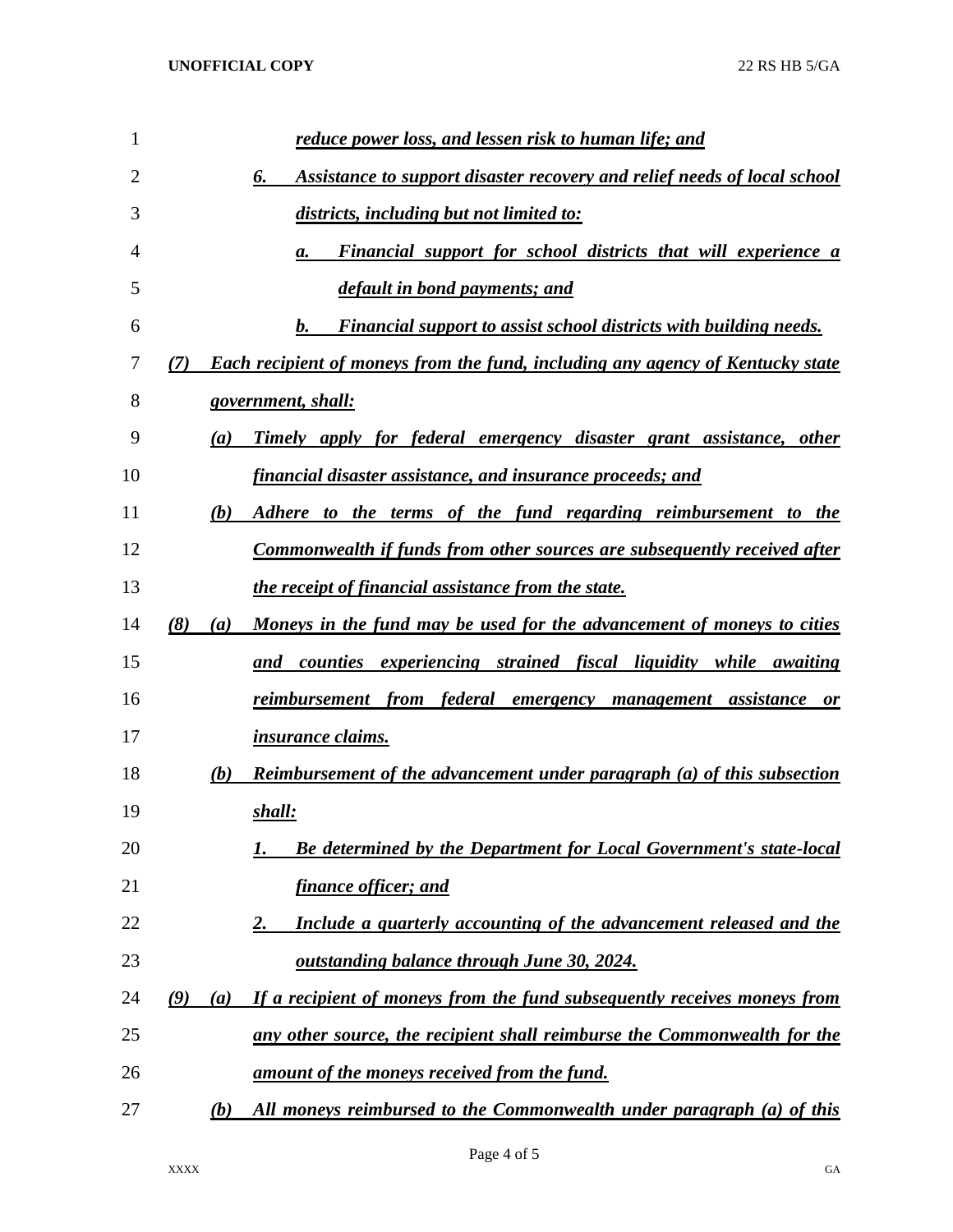*reduce power loss, and lessen risk to human life; and*

*6. Assistance to support disaster recovery and relief needs of local school districts, including but not limited to:*

*a. Financial support for school districts that will experience a default in bond payments; and*

*b. Financial support to assist school districts with building needs.*

*(7) Each recipient of moneys from the fund, including any agency of Kentucky state government, shall:*

*(a) Timely apply for federal emergency disaster grant assistance, other financial disaster assistance, and insurance proceeds; and*

*(b) Adhere to the terms of the fund regarding reimbursement to the Commonwealth if funds from other sources are subsequently received after the receipt of financial assistance from the state.*

*(8) (a) Moneys in the fund may be used for the advancement of moneys to cities and counties experiencing strained fiscal liquidity while awaiting reimbursement from federal emergency management assistance or insurance claims.*

*(b) Reimbursement of the advancement under paragraph (a) of this subsection shall:*

*1. Be determined by the Department for Local Government's state-local finance officer; and*

*2. Include a quarterly accounting of the advancement released and the outstanding balance through June 30, 2024.*

*(9) (a) If a recipient of moneys from the fund subsequently receives moneys from any other source, the recipient shall reimburse the Commonwealth for the amount of the moneys received from the fund.*

*(b) All moneys reimbursed to the Commonwealth under paragraph (a) of this*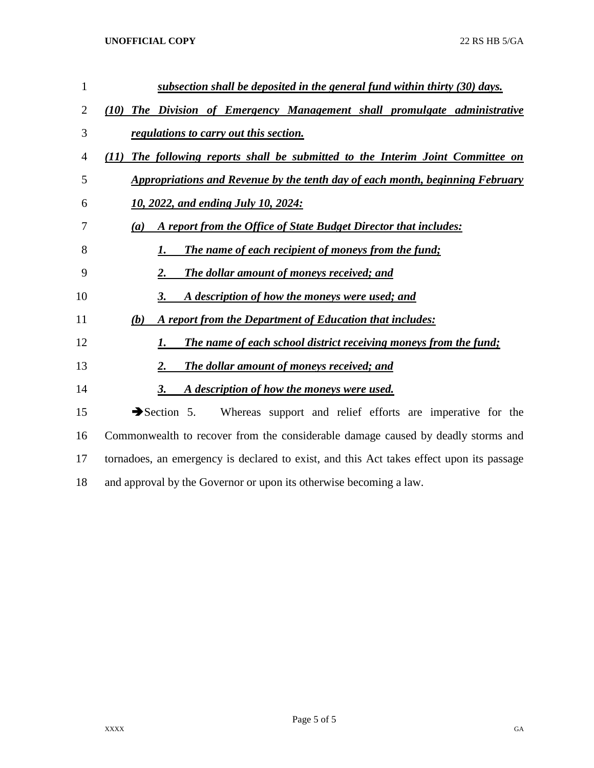*subsection shall be deposited in the general fund within thirty (30) days.*

*(10) The Division of Emergency Management shall promulgate administrative regulations to carry out this section.*

*(11) The following reports shall be submitted to the Interim Joint Committee on Appropriations and Revenue by the tenth day of each month, beginning February 10, 2022, and ending July 10, 2024:*

*(a) A report from the Office of State Budget Director that includes:*

*1. The name of each recipient of moneys from the fund;*

*2. The dollar amount of moneys received; and*

*3. A description of how the moneys were used; and*

*(b) A report from the Department of Education that includes:*

*1. The name of each school district receiving moneys from the fund;*

*2. The dollar amount of moneys received; and*

*3. A description of how the moneys were used.*

➔Section 5. Whereas support and relief efforts are imperative for the Commonwealth to recover from the considerable damage caused by deadly storms and tornadoes, an emergency is declared to exist, and this Act takes effect upon its passage and approval by the Governor or upon its otherwise becoming a law.